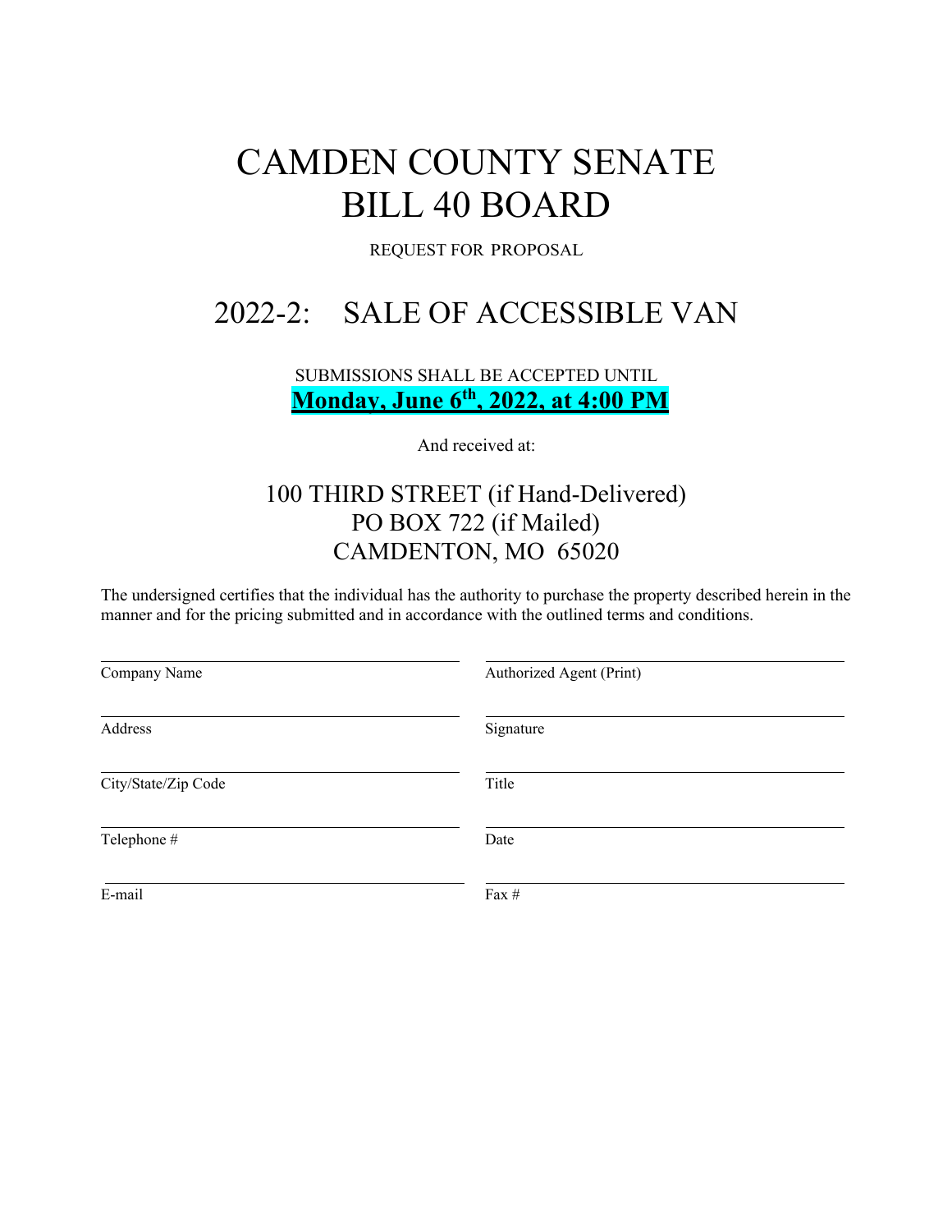# CAMDEN COUNTY SENATE BILL 40 BOARD

REQUEST FOR PROPOSAL

## 2022-2: SALE OF ACCESSIBLE VAN

SUBMISSIONS SHALL BE ACCEPTED UNTIL

**Monday, June 6th, 2022, at 4:00 PM**

And received at:

100 THIRD STREET (if Hand-Delivered)
PO BOX 722 (if Mailed)
CAMDENTON, MO 65020

The undersigned certifies that the individual has the authority to purchase the property described herein in the manner and for the pricing submitted and in accordance with the outlined terms and conditions.

| | |
|---|---|
| Company Name | Authorized Agent (Print) |
| Address | Signature |
| City/State/Zip Code | Title |
| Telephone # | Date |
| E-mail | Fax # |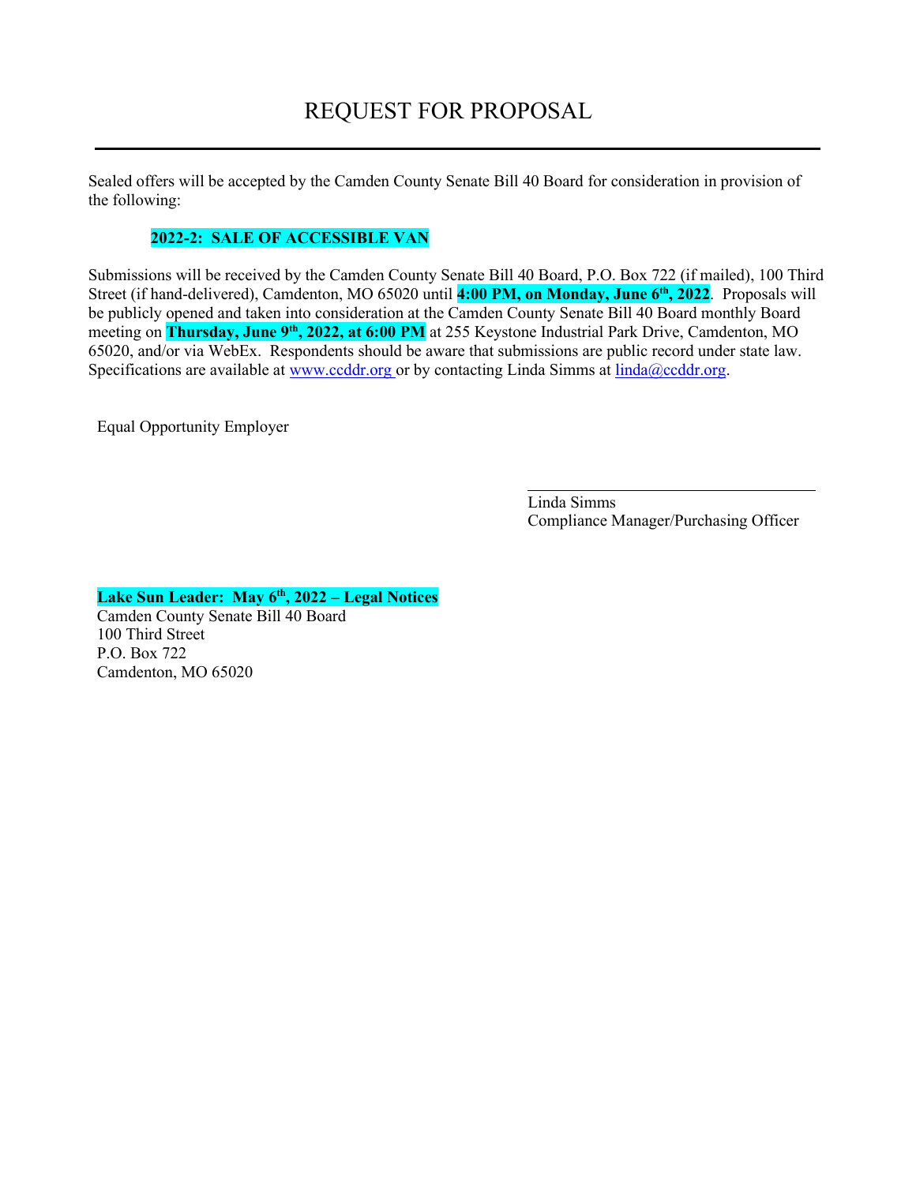// REQUEST FOR PROPOSAL

---

Sealed offers will be accepted by the Camden County Senate Bill 40 Board for consideration in provision of the following:

**2022-2: SALE OF ACCESSIBLE VAN**

Submissions will be received by the Camden County Senate Bill 40 Board, P.O. Box 722 (if mailed), 100 Third Street (if hand-delivered), Camdenton, MO 65020 until **4:00 PM, on Monday, June 6th, 2022**. Proposals will be publicly opened and taken into consideration at the Camden County Senate Bill 40 Board monthly Board meeting on **Thursday, June 9th, 2022, at 6:00 PM** at 255 Keystone Industrial Park Drive, Camdenton, MO 65020, and/or via WebEx. Respondents should be aware that submissions are public record under state law. Specifications are available at www.ccddr.org or by contacting Linda Simms at linda@ccddr.org.

Equal Opportunity Employer

\_\_\_\_\_\_\_\_\_\_\_\_\_\_\_\_\_\_\_\_\_\_\_\_\_\_\_\_\_\_\_\_\_\_\_\_\_\_\_\_

Linda Simms
Compliance Manager/Purchasing Officer

**Lake Sun Leader: May 6th, 2022 – Legal Notices**
Camden County Senate Bill 40 Board
100 Third Street
P.O. Box 722
Camdenton, MO 65020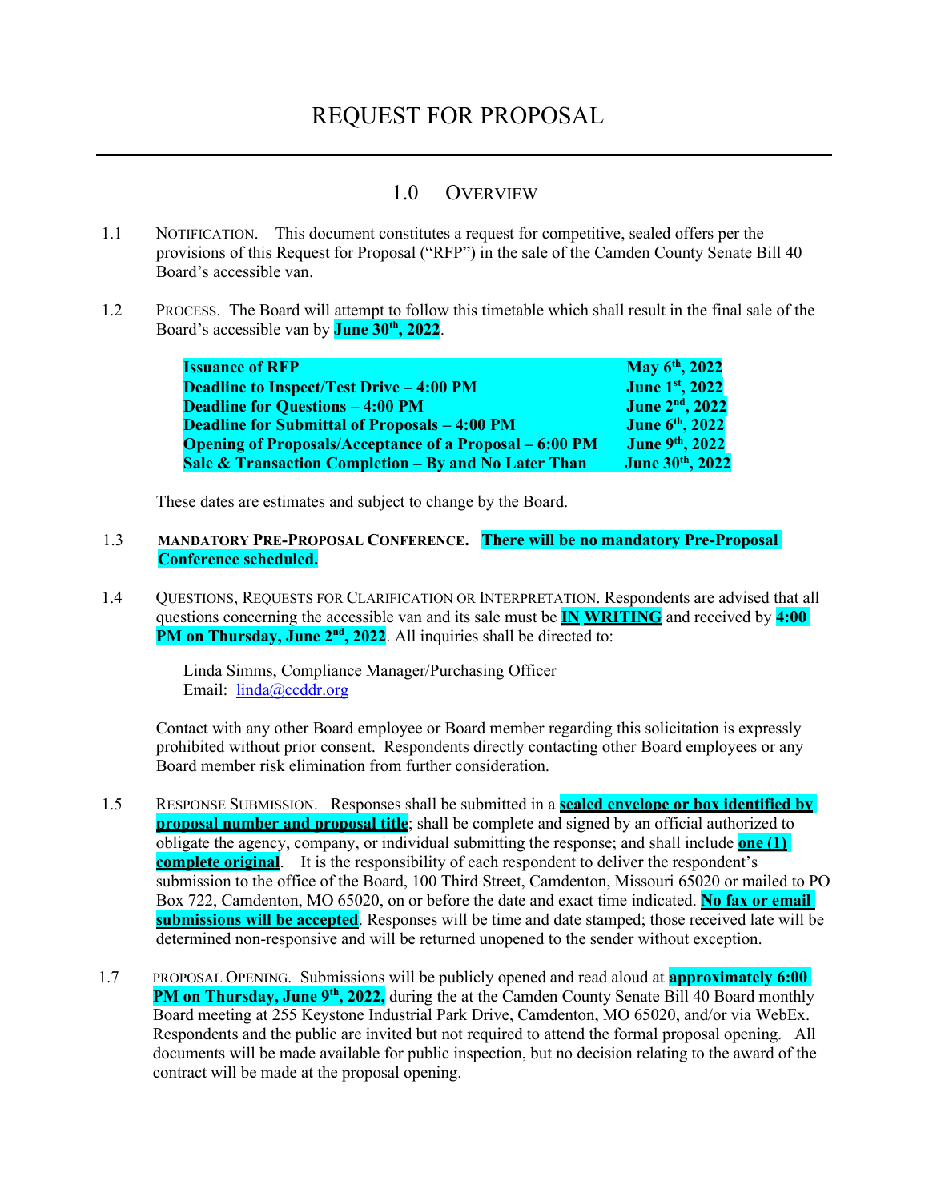# REQUEST FOR PROPOSAL

## 1.0 OVERVIEW

1.1 NOTIFICATION. This document constitutes a request for competitive, sealed offers per the provisions of this Request for Proposal ("RFP") in the sale of the Camden County Senate Bill 40 Board's accessible van.

1.2 PROCESS. The Board will attempt to follow this timetable which shall result in the final sale of the Board's accessible van by **June 30th, 2022**.

| | |
|---|---|
| **Issuance of RFP** | **May 6th, 2022** |
| **Deadline to Inspect/Test Drive – 4:00 PM** | **June 1st, 2022** |
| **Deadline for Questions – 4:00 PM** | **June 2nd, 2022** |
| **Deadline for Submittal of Proposals – 4:00 PM** | **June 6th, 2022** |
| **Opening of Proposals/Acceptance of a Proposal – 6:00 PM** | **June 9th, 2022** |
| **Sale & Transaction Completion – By and No Later Than** | **June 30th, 2022** |

These dates are estimates and subject to change by the Board.

1.3 **MANDATORY PRE-PROPOSAL CONFERENCE. There will be no mandatory Pre-Proposal Conference scheduled.**

1.4 QUESTIONS, REQUESTS FOR CLARIFICATION OR INTERPRETATION. Respondents are advised that all questions concerning the accessible van and its sale must be **IN WRITING** and received by **4:00 PM on Thursday, June 2nd, 2022**. All inquiries shall be directed to:

Linda Simms, Compliance Manager/Purchasing Officer
Email: linda@ccddr.org

Contact with any other Board employee or Board member regarding this solicitation is expressly prohibited without prior consent. Respondents directly contacting other Board employees or any Board member risk elimination from further consideration.

1.5 RESPONSE SUBMISSION. Responses shall be submitted in a **sealed envelope or box identified by proposal number and proposal title**; shall be complete and signed by an official authorized to obligate the agency, company, or individual submitting the response; and shall include **one (1) complete original**. It is the responsibility of each respondent to deliver the respondent's submission to the office of the Board, 100 Third Street, Camdenton, Missouri 65020 or mailed to PO Box 722, Camdenton, MO 65020, on or before the date and exact time indicated. **No fax or email submissions will be accepted**. Responses will be time and date stamped; those received late will be determined non-responsive and will be returned unopened to the sender without exception.

1.7 PROPOSAL OPENING. Submissions will be publicly opened and read aloud at **approximately 6:00 PM on Thursday, June 9th, 2022,** during the at the Camden County Senate Bill 40 Board monthly Board meeting at 255 Keystone Industrial Park Drive, Camdenton, MO 65020, and/or via WebEx. Respondents and the public are invited but not required to attend the formal proposal opening. All documents will be made available for public inspection, but no decision relating to the award of the contract will be made at the proposal opening.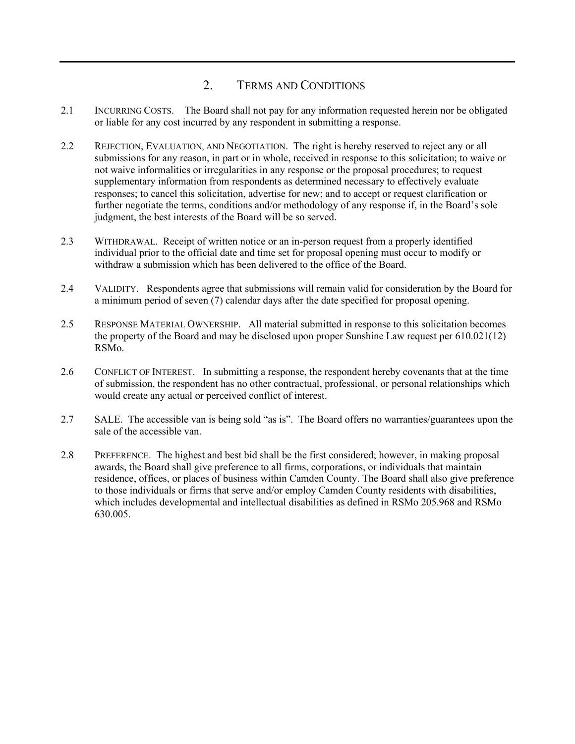## 2. TERMS AND CONDITIONS

2.1 INCURRING COSTS. The Board shall not pay for any information requested herein nor be obligated or liable for any cost incurred by any respondent in submitting a response.

2.2 REJECTION, EVALUATION, AND NEGOTIATION. The right is hereby reserved to reject any or all submissions for any reason, in part or in whole, received in response to this solicitation; to waive or not waive informalities or irregularities in any response or the proposal procedures; to request supplementary information from respondents as determined necessary to effectively evaluate responses; to cancel this solicitation, advertise for new; and to accept or request clarification or further negotiate the terms, conditions and/or methodology of any response if, in the Board's sole judgment, the best interests of the Board will be so served.

2.3 WITHDRAWAL. Receipt of written notice or an in-person request from a properly identified individual prior to the official date and time set for proposal opening must occur to modify or withdraw a submission which has been delivered to the office of the Board.

2.4 VALIDITY. Respondents agree that submissions will remain valid for consideration by the Board for a minimum period of seven (7) calendar days after the date specified for proposal opening.

2.5 RESPONSE MATERIAL OWNERSHIP. All material submitted in response to this solicitation becomes the property of the Board and may be disclosed upon proper Sunshine Law request per 610.021(12) RSMo.

2.6 CONFLICT OF INTEREST. In submitting a response, the respondent hereby covenants that at the time of submission, the respondent has no other contractual, professional, or personal relationships which would create any actual or perceived conflict of interest.

2.7 SALE. The accessible van is being sold "as is". The Board offers no warranties/guarantees upon the sale of the accessible van.

2.8 PREFERENCE. The highest and best bid shall be the first considered; however, in making proposal awards, the Board shall give preference to all firms, corporations, or individuals that maintain residence, offices, or places of business within Camden County. The Board shall also give preference to those individuals or firms that serve and/or employ Camden County residents with disabilities, which includes developmental and intellectual disabilities as defined in RSMo 205.968 and RSMo 630.005.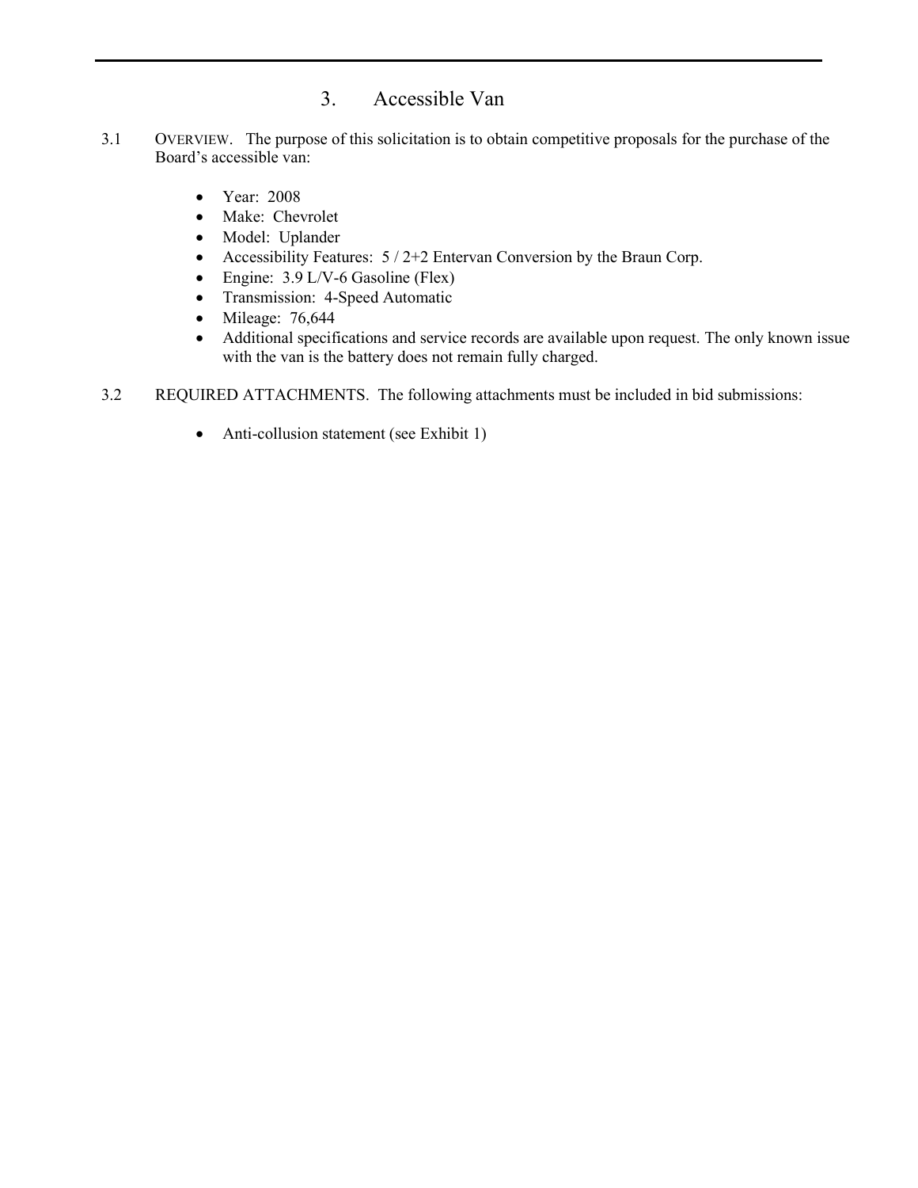# 3. Accessible Van

3.1 OVERVIEW. The purpose of this solicitation is to obtain competitive proposals for the purchase of the Board's accessible van:

- Year: 2008
- Make: Chevrolet
- Model: Uplander
- Accessibility Features: 5 / 2+2 Entervan Conversion by the Braun Corp.
- Engine: 3.9 L/V-6 Gasoline (Flex)
- Transmission: 4-Speed Automatic
- Mileage: 76,644
- Additional specifications and service records are available upon request. The only known issue with the van is the battery does not remain fully charged.

3.2 REQUIRED ATTACHMENTS. The following attachments must be included in bid submissions:

- Anti-collusion statement (see Exhibit 1)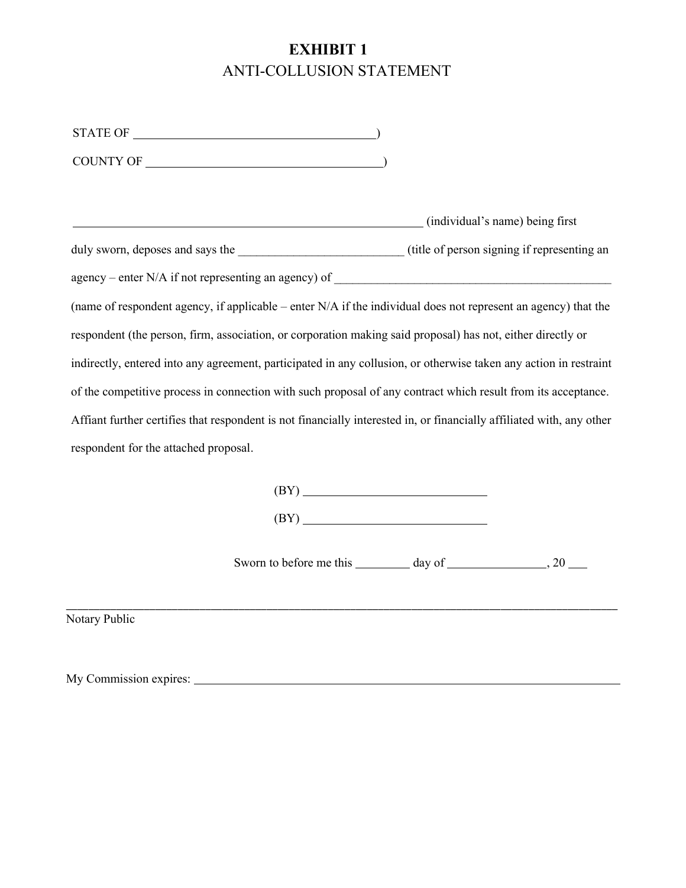# EXHIBIT 1

## ANTI-COLLUSION STATEMENT

STATE OF ________________________________________)

COUNTY OF ______________________________________)

____________________________________________________________ (individual's name) being first duly sworn, deposes and says the ___________________________ (title of person signing if representing an agency – enter N/A if not representing an agency) of ________________________________________________ (name of respondent agency, if applicable – enter N/A if the individual does not represent an agency) that the respondent (the person, firm, association, or corporation making said proposal) has not, either directly or indirectly, entered into any agreement, participated in any collusion, or otherwise taken any action in restraint of the competitive process in connection with such proposal of any contract which result from its acceptance. Affiant further certifies that respondent is not financially interested in, or financially affiliated with, any other respondent for the attached proposal.

(BY) ______________________________

(BY) ______________________________

Sworn to before me this _________ day of ________________, 20 ___

______________________________________________________________________________________________

Notary Public

My Commission expires: ________________________________________________________________________